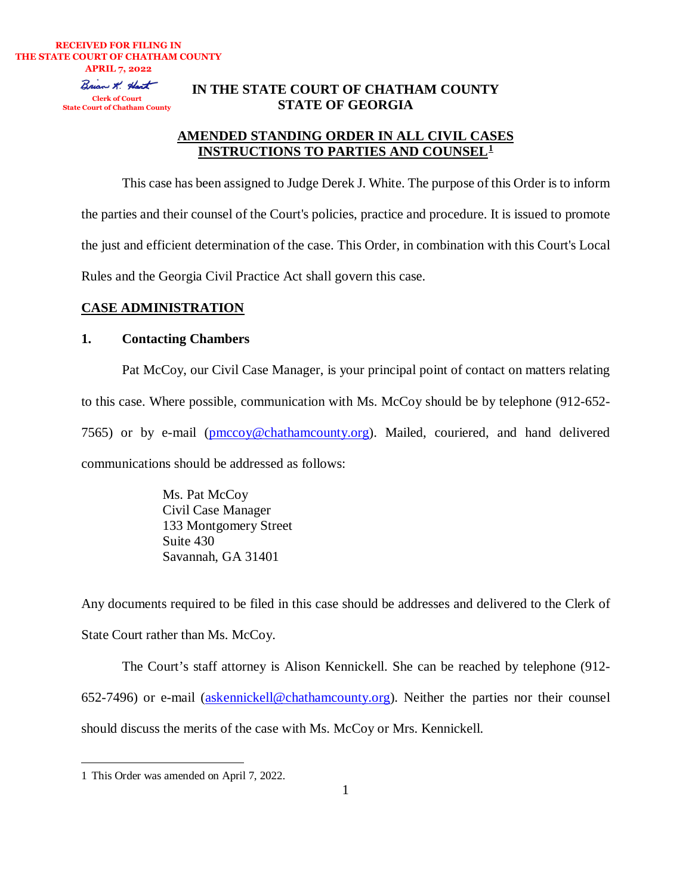RECEIVED FOR FILING IN
THE STATE COURT OF CHATHAM COUNTY
APRIL 7, 2022

Brian K. Hart
Clerk of Court
State Court of Chatham County

# IN THE STATE COURT OF CHATHAM COUNTY
# STATE OF GEORGIA

## AMENDED STANDING ORDER IN ALL CIVIL CASES INSTRUCTIONS TO PARTIES AND COUNSEL[1]

This case has been assigned to Judge Derek J. White. The purpose of this Order is to inform the parties and their counsel of the Court's policies, practice and procedure. It is issued to promote the just and efficient determination of the case. This Order, in combination with this Court's Local Rules and the Georgia Civil Practice Act shall govern this case.

## CASE ADMINISTRATION

### 1. Contacting Chambers

Pat McCoy, our Civil Case Manager, is your principal point of contact on matters relating to this case. Where possible, communication with Ms. McCoy should be by telephone (912-652-7565) or by e-mail (pmccoy@chathamcounty.org). Mailed, couriered, and hand delivered communications should be addressed as follows:

Ms. Pat McCoy
Civil Case Manager
133 Montgomery Street
Suite 430
Savannah, GA 31401

Any documents required to be filed in this case should be addresses and delivered to the Clerk of State Court rather than Ms. McCoy.

The Court's staff attorney is Alison Kennickell. She can be reached by telephone (912-652-7496) or e-mail (askennickell@chathamcounty.org). Neither the parties nor their counsel should discuss the merits of the case with Ms. McCoy or Mrs. Kennickell.

---

1 This Order was amended on April 7, 2022.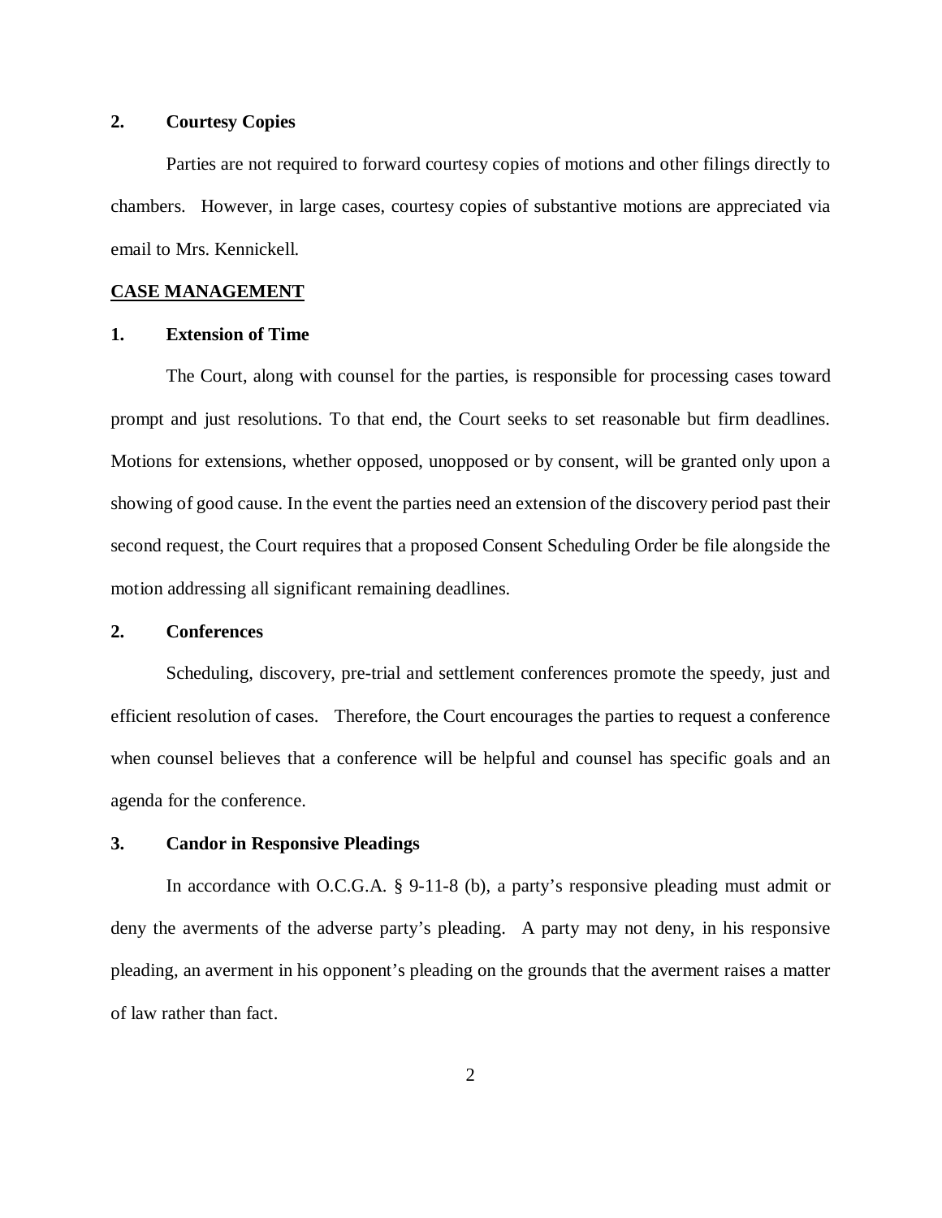**2. Courtesy Copies**

Parties are not required to forward courtesy copies of motions and other filings directly to chambers. However, in large cases, courtesy copies of substantive motions are appreciated via email to Mrs. Kennickell.

## CASE MANAGEMENT

**1. Extension of Time**

The Court, along with counsel for the parties, is responsible for processing cases toward prompt and just resolutions. To that end, the Court seeks to set reasonable but firm deadlines. Motions for extensions, whether opposed, unopposed or by consent, will be granted only upon a showing of good cause. In the event the parties need an extension of the discovery period past their second request, the Court requires that a proposed Consent Scheduling Order be file alongside the motion addressing all significant remaining deadlines.

**2. Conferences**

Scheduling, discovery, pre-trial and settlement conferences promote the speedy, just and efficient resolution of cases. Therefore, the Court encourages the parties to request a conference when counsel believes that a conference will be helpful and counsel has specific goals and an agenda for the conference.

**3. Candor in Responsive Pleadings**

In accordance with O.C.G.A. § 9-11-8 (b), a party's responsive pleading must admit or deny the averments of the adverse party's pleading. A party may not deny, in his responsive pleading, an averment in his opponent's pleading on the grounds that the averment raises a matter of law rather than fact.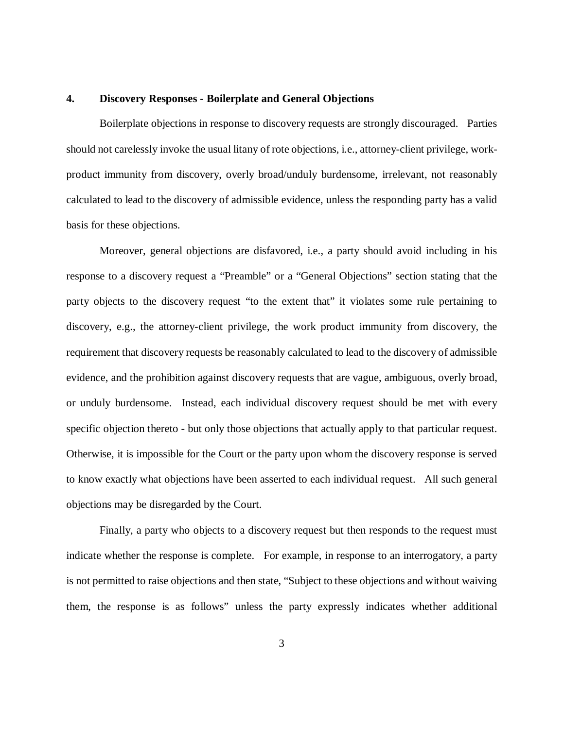## 4. Discovery Responses - Boilerplate and General Objections

Boilerplate objections in response to discovery requests are strongly discouraged. Parties should not carelessly invoke the usual litany of rote objections, i.e., attorney-client privilege, work-product immunity from discovery, overly broad/unduly burdensome, irrelevant, not reasonably calculated to lead to the discovery of admissible evidence, unless the responding party has a valid basis for these objections.

Moreover, general objections are disfavored, i.e., a party should avoid including in his response to a discovery request a "Preamble" or a "General Objections" section stating that the party objects to the discovery request "to the extent that" it violates some rule pertaining to discovery, e.g., the attorney-client privilege, the work product immunity from discovery, the requirement that discovery requests be reasonably calculated to lead to the discovery of admissible evidence, and the prohibition against discovery requests that are vague, ambiguous, overly broad, or unduly burdensome. Instead, each individual discovery request should be met with every specific objection thereto - but only those objections that actually apply to that particular request. Otherwise, it is impossible for the Court or the party upon whom the discovery response is served to know exactly what objections have been asserted to each individual request. All such general objections may be disregarded by the Court.

Finally, a party who objects to a discovery request but then responds to the request must indicate whether the response is complete. For example, in response to an interrogatory, a party is not permitted to raise objections and then state, "Subject to these objections and without waiving them, the response is as follows" unless the party expressly indicates whether additional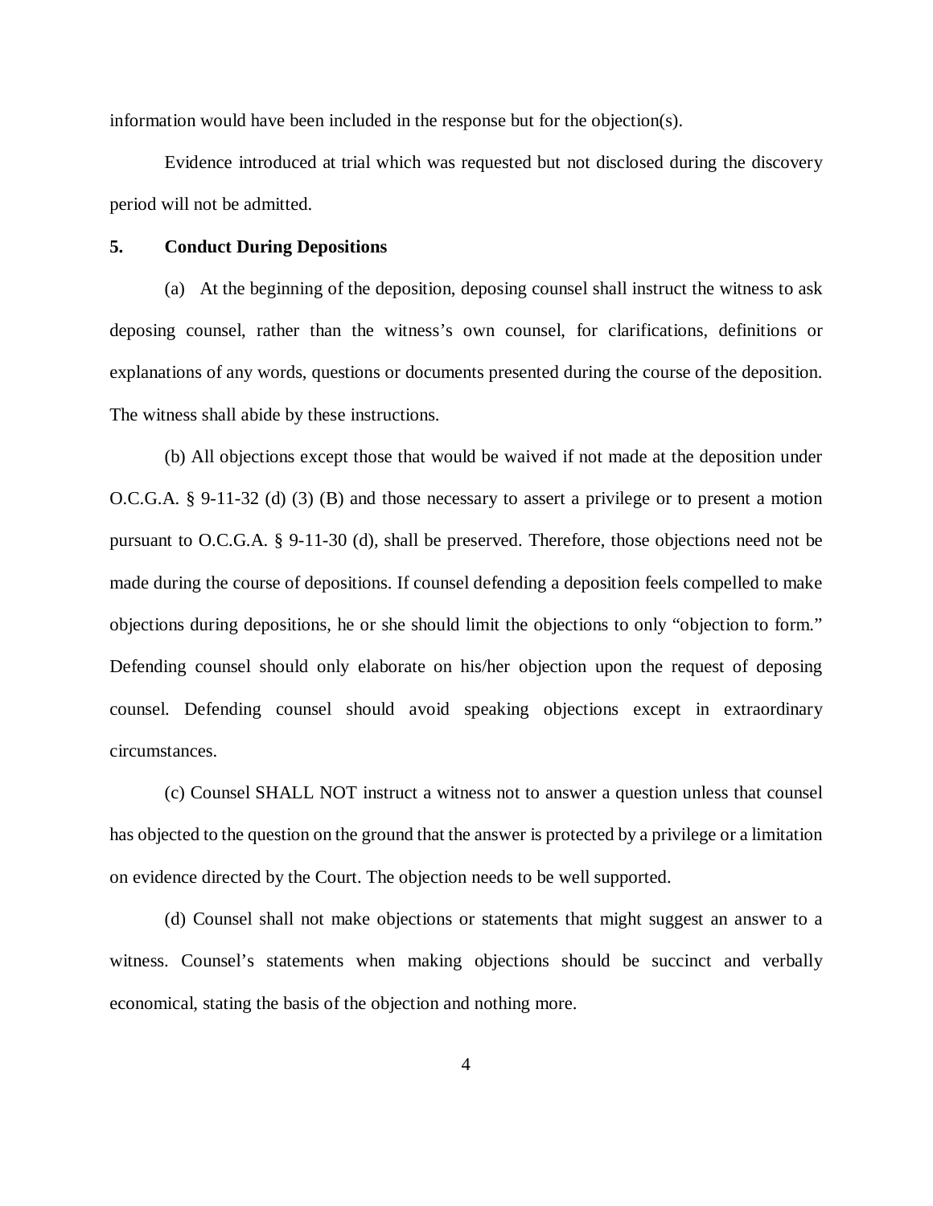information would have been included in the response but for the objection(s).

Evidence introduced at trial which was requested but not disclosed during the discovery period will not be admitted.

**5. Conduct During Depositions**

(a) At the beginning of the deposition, deposing counsel shall instruct the witness to ask deposing counsel, rather than the witness's own counsel, for clarifications, definitions or explanations of any words, questions or documents presented during the course of the deposition. The witness shall abide by these instructions.

(b) All objections except those that would be waived if not made at the deposition under O.C.G.A. § 9-11-32 (d) (3) (B) and those necessary to assert a privilege or to present a motion pursuant to O.C.G.A. § 9-11-30 (d), shall be preserved. Therefore, those objections need not be made during the course of depositions. If counsel defending a deposition feels compelled to make objections during depositions, he or she should limit the objections to only "objection to form." Defending counsel should only elaborate on his/her objection upon the request of deposing counsel. Defending counsel should avoid speaking objections except in extraordinary circumstances.

(c) Counsel SHALL NOT instruct a witness not to answer a question unless that counsel has objected to the question on the ground that the answer is protected by a privilege or a limitation on evidence directed by the Court. The objection needs to be well supported.

(d) Counsel shall not make objections or statements that might suggest an answer to a witness. Counsel's statements when making objections should be succinct and verbally economical, stating the basis of the objection and nothing more.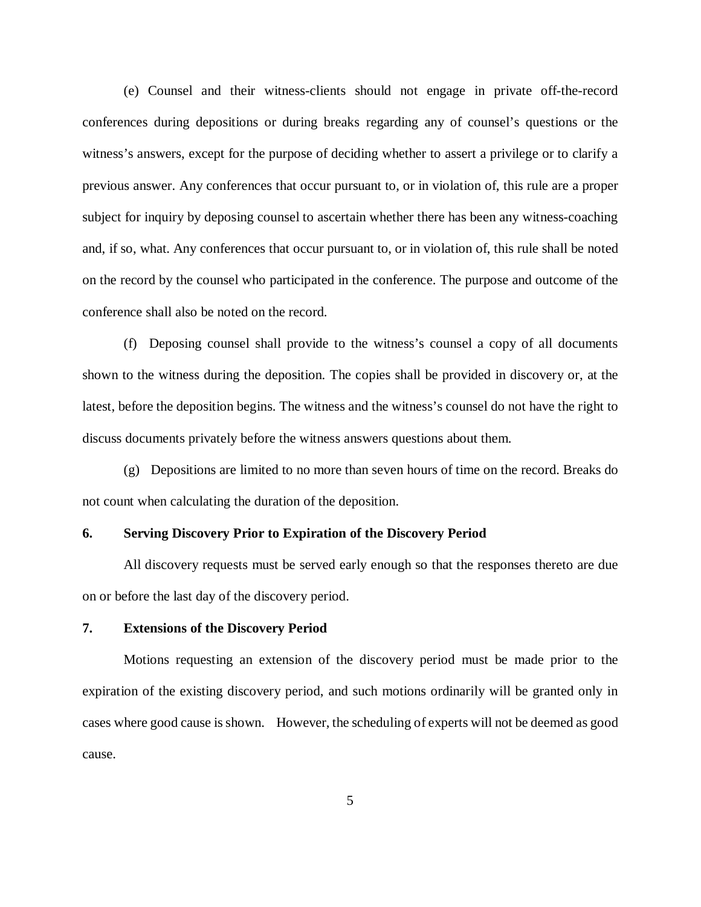(e) Counsel and their witness-clients should not engage in private off-the-record conferences during depositions or during breaks regarding any of counsel's questions or the witness's answers, except for the purpose of deciding whether to assert a privilege or to clarify a previous answer. Any conferences that occur pursuant to, or in violation of, this rule are a proper subject for inquiry by deposing counsel to ascertain whether there has been any witness-coaching and, if so, what. Any conferences that occur pursuant to, or in violation of, this rule shall be noted on the record by the counsel who participated in the conference. The purpose and outcome of the conference shall also be noted on the record.

(f) Deposing counsel shall provide to the witness's counsel a copy of all documents shown to the witness during the deposition. The copies shall be provided in discovery or, at the latest, before the deposition begins. The witness and the witness's counsel do not have the right to discuss documents privately before the witness answers questions about them.

(g) Depositions are limited to no more than seven hours of time on the record. Breaks do not count when calculating the duration of the deposition.

**6. Serving Discovery Prior to Expiration of the Discovery Period**

All discovery requests must be served early enough so that the responses thereto are due on or before the last day of the discovery period.

**7. Extensions of the Discovery Period**

Motions requesting an extension of the discovery period must be made prior to the expiration of the existing discovery period, and such motions ordinarily will be granted only in cases where good cause is shown. However, the scheduling of experts will not be deemed as good cause.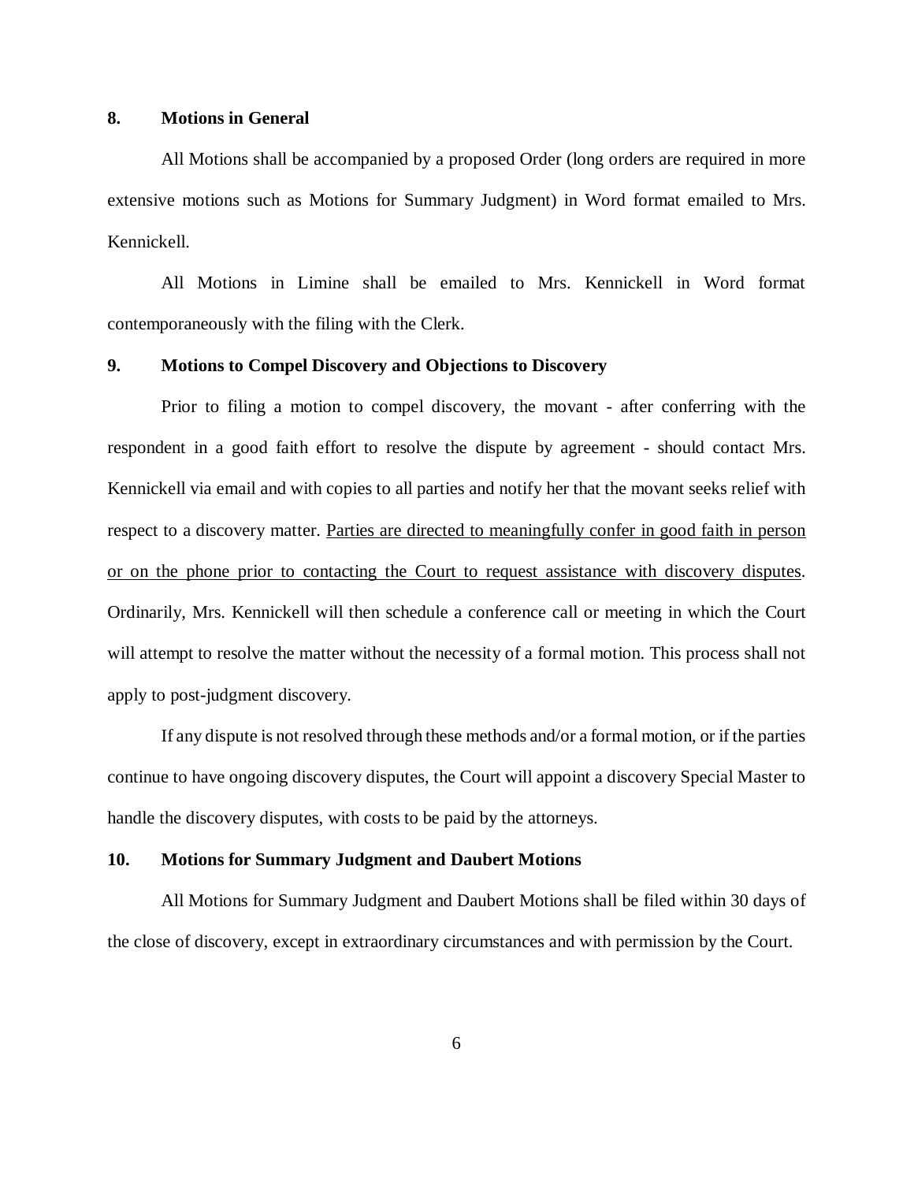**8. Motions in General**

All Motions shall be accompanied by a proposed Order (long orders are required in more extensive motions such as Motions for Summary Judgment) in Word format emailed to Mrs. Kennickell.

All Motions in Limine shall be emailed to Mrs. Kennickell in Word format contemporaneously with the filing with the Clerk.

**9. Motions to Compel Discovery and Objections to Discovery**

Prior to filing a motion to compel discovery, the movant - after conferring with the respondent in a good faith effort to resolve the dispute by agreement - should contact Mrs. Kennickell via email and with copies to all parties and notify her that the movant seeks relief with respect to a discovery matter. <u>Parties are directed to meaningfully confer in good faith in person or on the phone prior to contacting the Court to request assistance with discovery disputes</u>. Ordinarily, Mrs. Kennickell will then schedule a conference call or meeting in which the Court will attempt to resolve the matter without the necessity of a formal motion. This process shall not apply to post-judgment discovery.

If any dispute is not resolved through these methods and/or a formal motion, or if the parties continue to have ongoing discovery disputes, the Court will appoint a discovery Special Master to handle the discovery disputes, with costs to be paid by the attorneys.

**10. Motions for Summary Judgment and Daubert Motions**

All Motions for Summary Judgment and Daubert Motions shall be filed within 30 days of the close of discovery, except in extraordinary circumstances and with permission by the Court.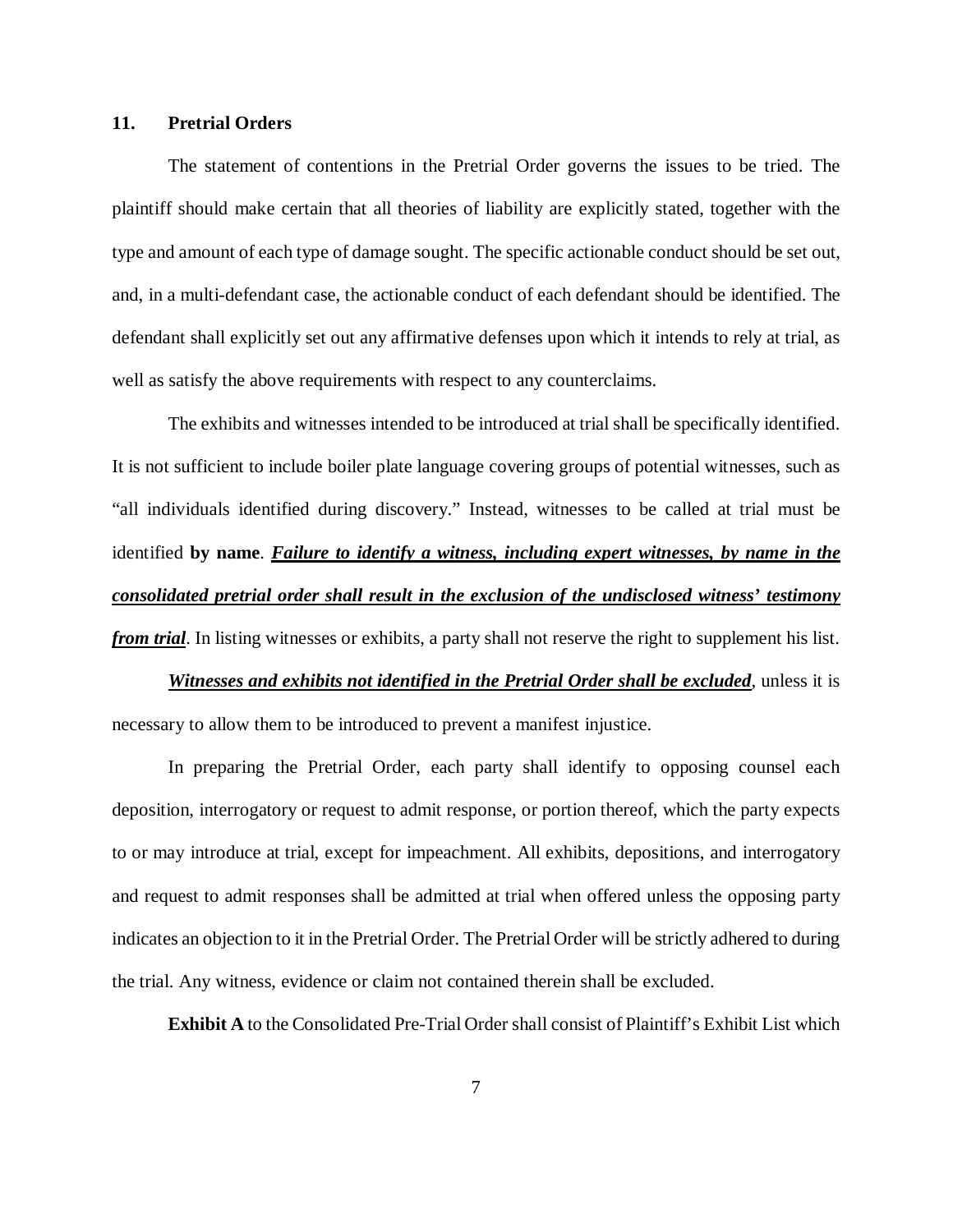## 11. Pretrial Orders

The statement of contentions in the Pretrial Order governs the issues to be tried. The plaintiff should make certain that all theories of liability are explicitly stated, together with the type and amount of each type of damage sought. The specific actionable conduct should be set out, and, in a multi-defendant case, the actionable conduct of each defendant should be identified. The defendant shall explicitly set out any affirmative defenses upon which it intends to rely at trial, as well as satisfy the above requirements with respect to any counterclaims.

The exhibits and witnesses intended to be introduced at trial shall be specifically identified. It is not sufficient to include boiler plate language covering groups of potential witnesses, such as "all individuals identified during discovery." Instead, witnesses to be called at trial must be identified **by name**. <u>***Failure to identify a witness, including expert witnesses, by name in the consolidated pretrial order shall result in the exclusion of the undisclosed witness' testimony from trial***</u>. In listing witnesses or exhibits, a party shall not reserve the right to supplement his list.

<u>***Witnesses and exhibits not identified in the Pretrial Order shall be excluded***</u>, unless it is necessary to allow them to be introduced to prevent a manifest injustice.

In preparing the Pretrial Order, each party shall identify to opposing counsel each deposition, interrogatory or request to admit response, or portion thereof, which the party expects to or may introduce at trial, except for impeachment. All exhibits, depositions, and interrogatory and request to admit responses shall be admitted at trial when offered unless the opposing party indicates an objection to it in the Pretrial Order. The Pretrial Order will be strictly adhered to during the trial. Any witness, evidence or claim not contained therein shall be excluded.

**Exhibit A** to the Consolidated Pre-Trial Order shall consist of Plaintiff's Exhibit List which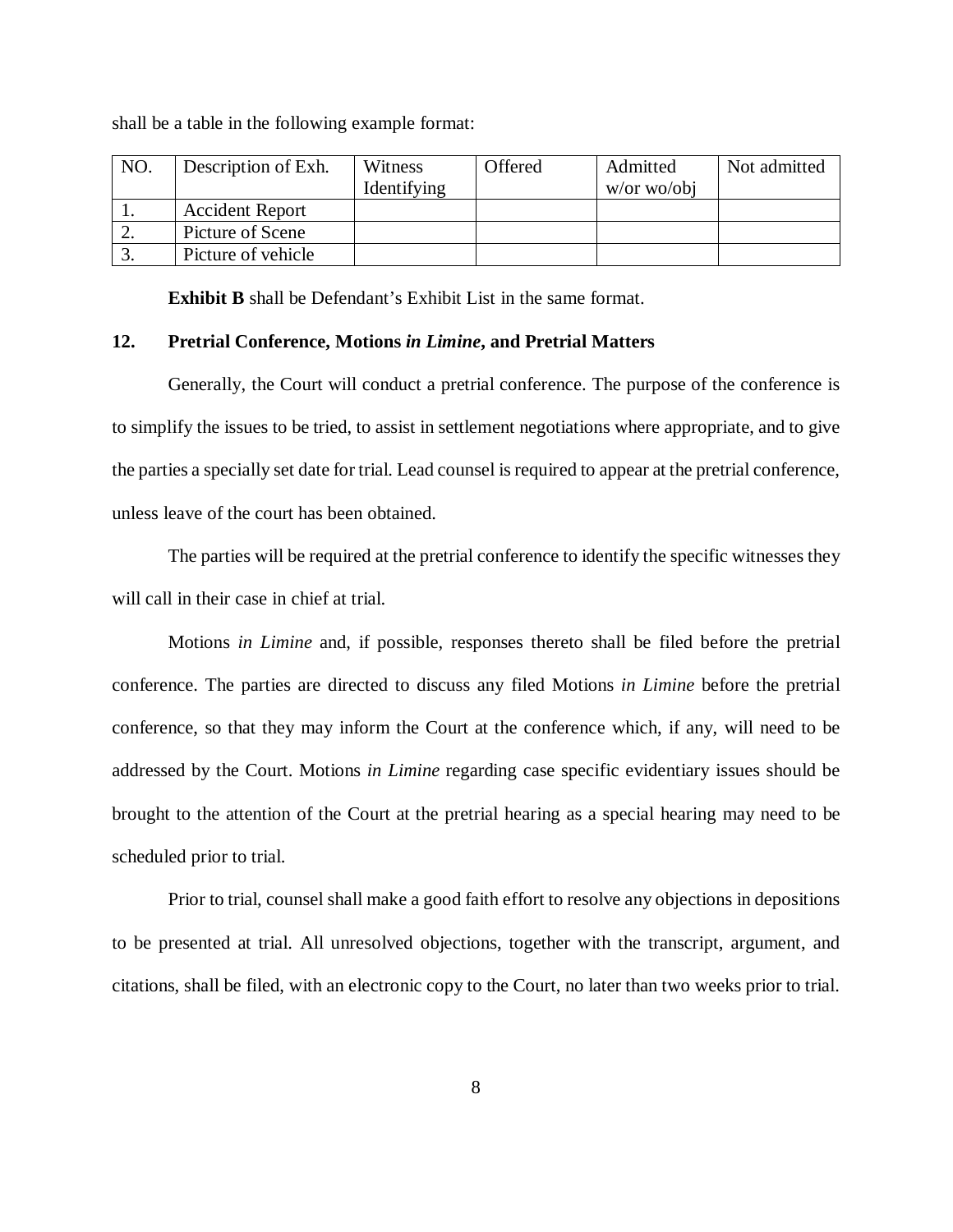shall be a table in the following example format:

| NO. | Description of Exh. | Witness Identifying | Offered | Admitted w/or wo/obj | Not admitted |
|---|---|---|---|---|---|
| 1. | Accident Report | | | | |
| 2. | Picture of Scene | | | | |
| 3. | Picture of vehicle | | | | |

**Exhibit B** shall be Defendant's Exhibit List in the same format.

## 12. Pretrial Conference, Motions *in Limine*, and Pretrial Matters

Generally, the Court will conduct a pretrial conference. The purpose of the conference is to simplify the issues to be tried, to assist in settlement negotiations where appropriate, and to give the parties a specially set date for trial. Lead counsel is required to appear at the pretrial conference, unless leave of the court has been obtained.

The parties will be required at the pretrial conference to identify the specific witnesses they will call in their case in chief at trial.

Motions *in Limine* and, if possible, responses thereto shall be filed before the pretrial conference. The parties are directed to discuss any filed Motions *in Limine* before the pretrial conference, so that they may inform the Court at the conference which, if any, will need to be addressed by the Court. Motions *in Limine* regarding case specific evidentiary issues should be brought to the attention of the Court at the pretrial hearing as a special hearing may need to be scheduled prior to trial.

Prior to trial, counsel shall make a good faith effort to resolve any objections in depositions to be presented at trial. All unresolved objections, together with the transcript, argument, and citations, shall be filed, with an electronic copy to the Court, no later than two weeks prior to trial.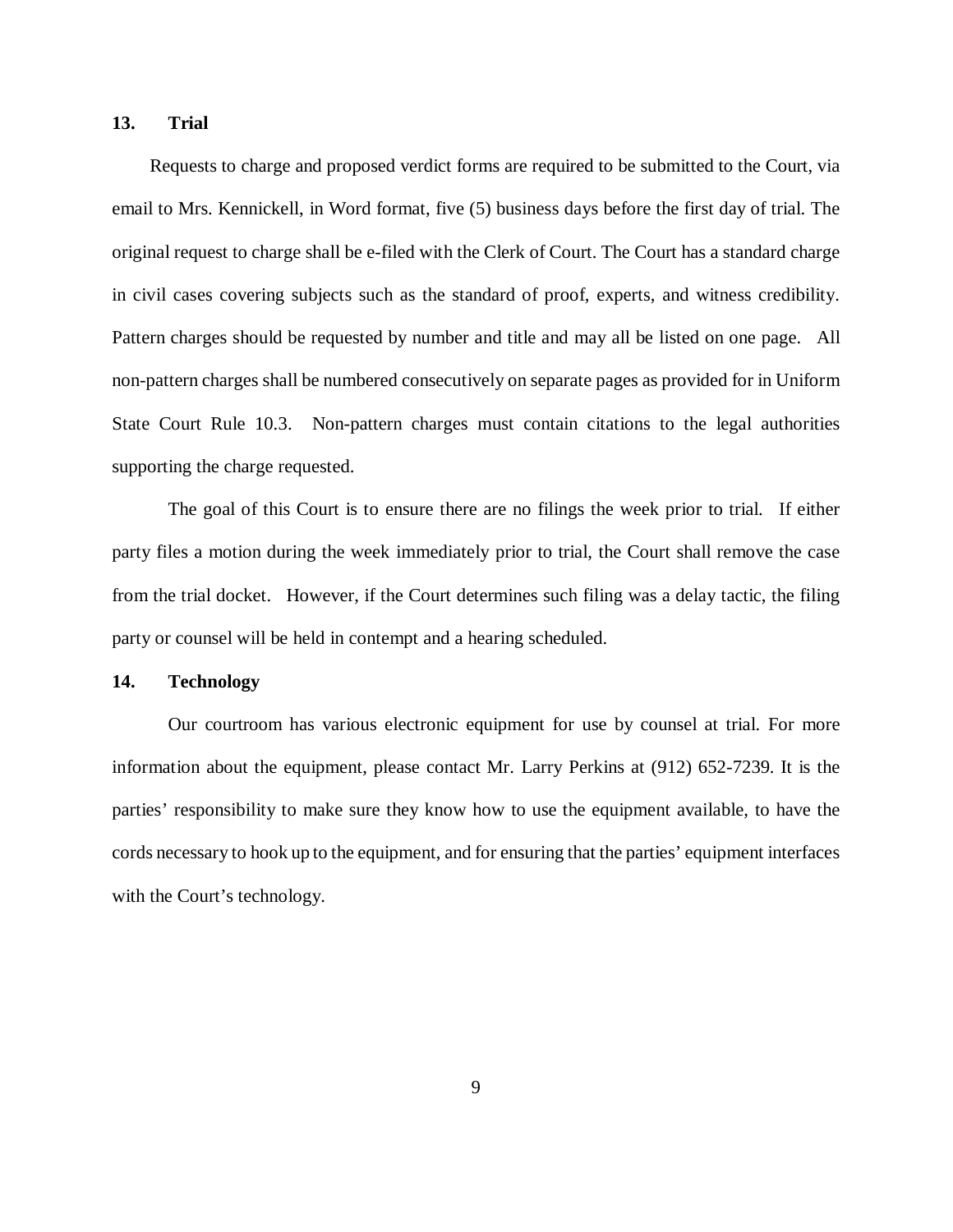## 13. Trial

Requests to charge and proposed verdict forms are required to be submitted to the Court, via email to Mrs. Kennickell, in Word format, five (5) business days before the first day of trial. The original request to charge shall be e-filed with the Clerk of Court. The Court has a standard charge in civil cases covering subjects such as the standard of proof, experts, and witness credibility. Pattern charges should be requested by number and title and may all be listed on one page. All non-pattern charges shall be numbered consecutively on separate pages as provided for in Uniform State Court Rule 10.3. Non-pattern charges must contain citations to the legal authorities supporting the charge requested.

The goal of this Court is to ensure there are no filings the week prior to trial. If either party files a motion during the week immediately prior to trial, the Court shall remove the case from the trial docket. However, if the Court determines such filing was a delay tactic, the filing party or counsel will be held in contempt and a hearing scheduled.

## 14. Technology

Our courtroom has various electronic equipment for use by counsel at trial. For more information about the equipment, please contact Mr. Larry Perkins at (912) 652-7239. It is the parties' responsibility to make sure they know how to use the equipment available, to have the cords necessary to hook up to the equipment, and for ensuring that the parties' equipment interfaces with the Court's technology.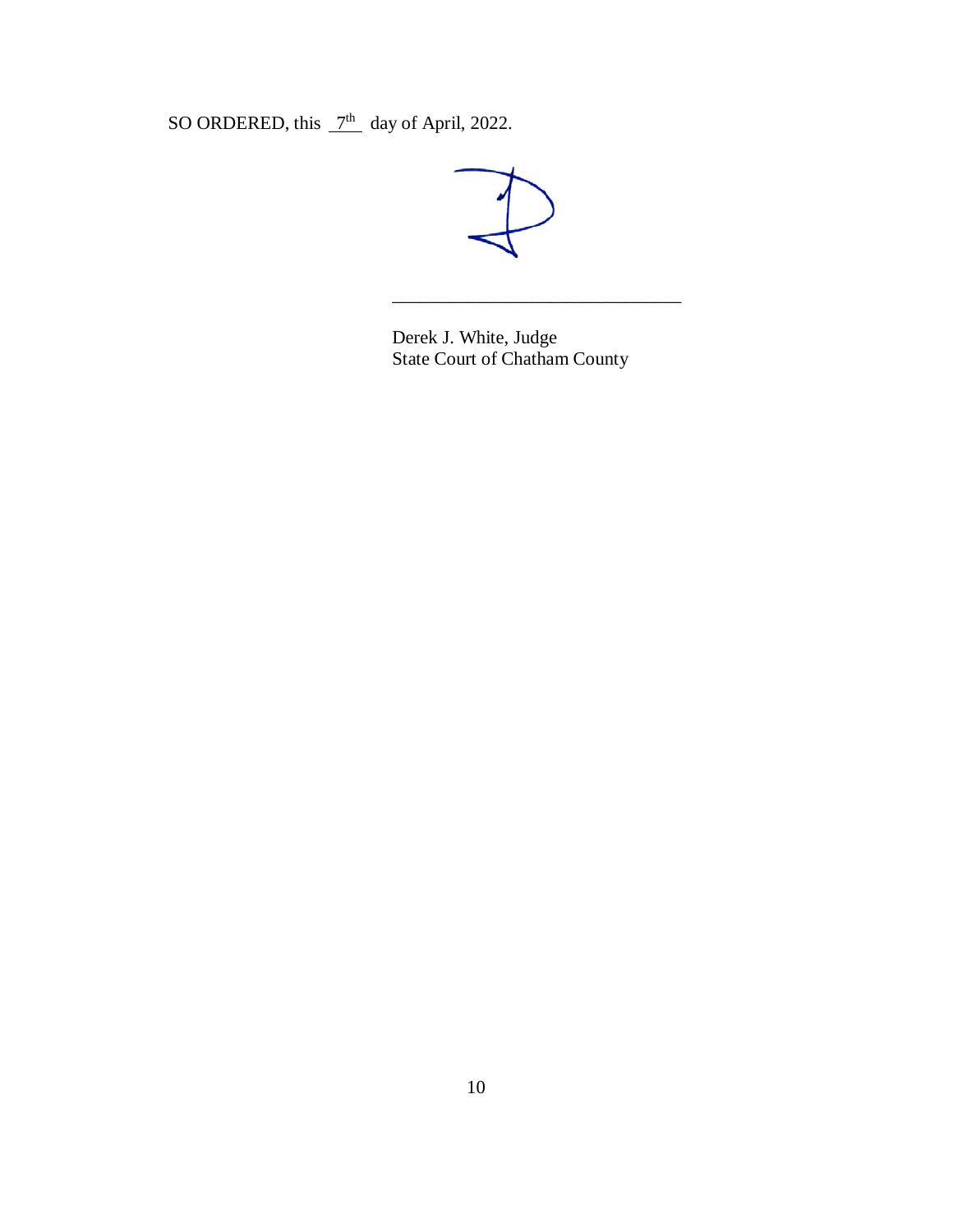SO ORDERED, this 7th day of April, 2022.

\_\_\_\_\_\_\_\_\_\_\_\_\_\_\_\_\_\_\_\_\_\_\_\_\_\_\_\_\_\_\_\_\_

Derek J. White, Judge
State Court of Chatham County